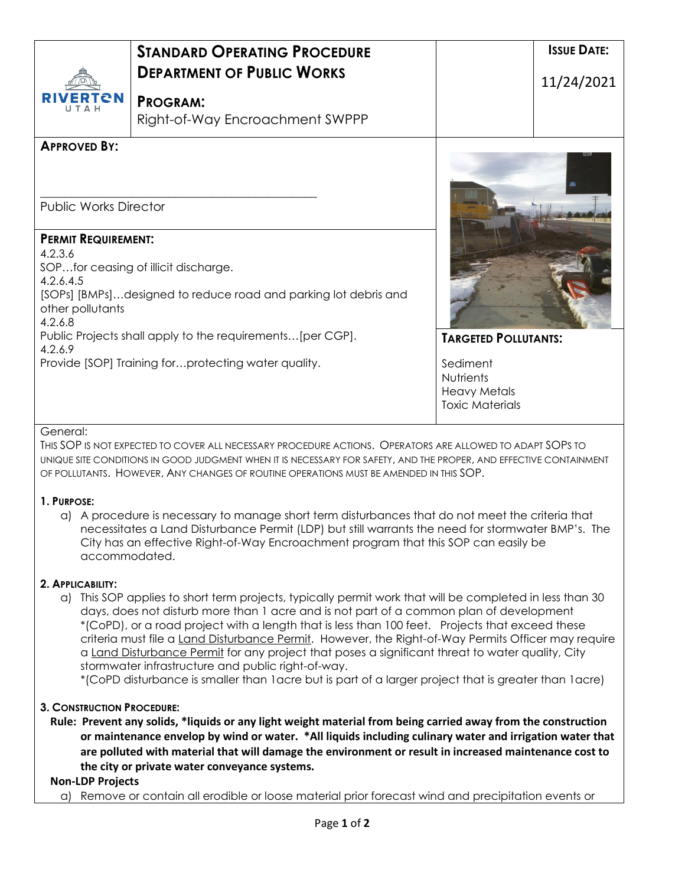# STANDARD OPERATING PROCEDURE
## DEPARTMENT OF PUBLIC WORKS

RIVERTON UTAH

**PROGRAM:**
Right-of-Way Encroachment SWPPP

**ISSUE DATE:**
11/24/2021

**APPROVED BY:**

\_\_\_\_\_\_\_\_\_\_\_\_\_\_\_\_\_\_\_\_\_\_\_\_\_\_\_\_\_\_\_\_\_\_\_\_\_\_\_\_\_\_\_\_

Public Works Director

**PERMIT REQUIREMENT:**

4.2.3.6
SOP…for ceasing of illicit discharge.
4.2.6.4.5
[SOPs] [BMPs]…designed to reduce road and parking lot debris and other pollutants
4.2.6.8
Public Projects shall apply to the requirements…[per CGP].
4.2.6.9
Provide [SOP] Training for…protecting water quality.

**TARGETED POLLUTANTS:**

Sediment
Nutrients
Heavy Metals
Toxic Materials

General:
THIS SOP IS NOT EXPECTED TO COVER ALL NECESSARY PROCEDURE ACTIONS. OPERATORS ARE ALLOWED TO ADAPT SOPS TO UNIQUE SITE CONDITIONS IN GOOD JUDGMENT WHEN IT IS NECESSARY FOR SAFETY, AND THE PROPER, AND EFFECTIVE CONTAINMENT OF POLLUTANTS. HOWEVER, ANY CHANGES OF ROUTINE OPERATIONS MUST BE AMENDED IN THIS SOP.

**1. PURPOSE:**

a) A procedure is necessary to manage short term disturbances that do not meet the criteria that necessitates a Land Disturbance Permit (LDP) but still warrants the need for stormwater BMP's. The City has an effective Right-of-Way Encroachment program that this SOP can easily be accommodated.

**2. APPLICABILITY:**

a) This SOP applies to short term projects, typically permit work that will be completed in less than 30 days, does not disturb more than 1 acre and is not part of a common plan of development *(CoPD), or a road project with a length that is less than 100 feet. Projects that exceed these criteria must file a Land Disturbance Permit. However, the Right-of-Way Permits Officer may require a Land Disturbance Permit for any project that poses a significant threat to water quality, City stormwater infrastructure and public right-of-way.
*(CoPD disturbance is smaller than 1acre but is part of a larger project that is greater than 1acre)

**3. CONSTRUCTION PROCEDURE:**

**Rule: Prevent any solids, *liquids or any light weight material from being carried away from the construction or maintenance envelop by wind or water. *All liquids including culinary water and irrigation water that are polluted with material that will damage the environment or result in increased maintenance cost to the city or private water conveyance systems.**

**Non-LDP Projects**

a) Remove or contain all erodible or loose material prior forecast wind and precipitation events or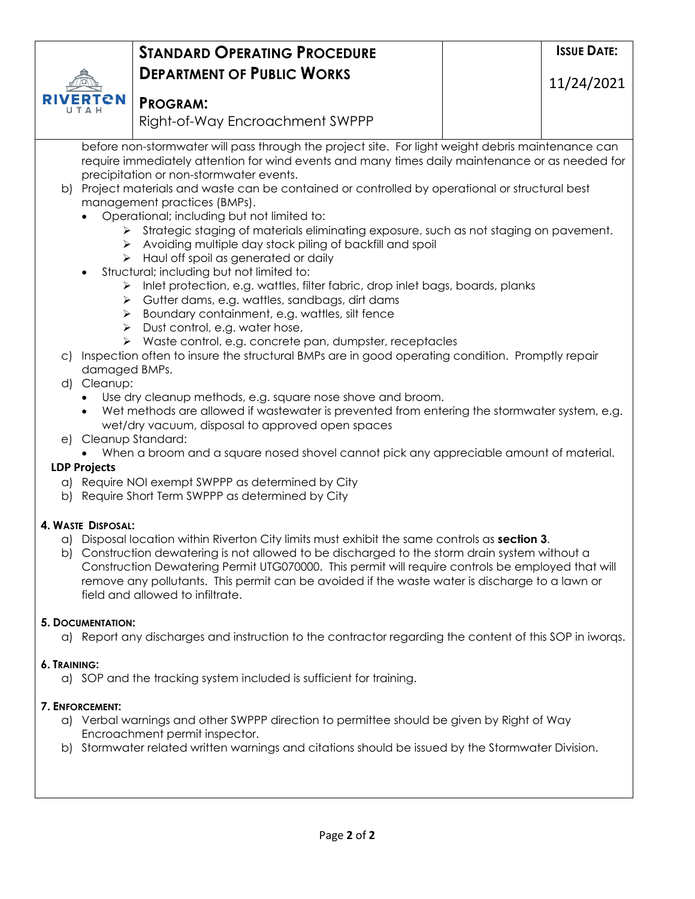before non-stormwater will pass through the project site. For light weight debris maintenance can require immediately attention for wind events and many times daily maintenance or as needed for precipitation or non-stormwater events.

b) Project materials and waste can be contained or controlled by operational or structural best management practices (BMPs).
   - Operational; including but not limited to:
     - Strategic staging of materials eliminating exposure, such as not staging on pavement.
     - Avoiding multiple day stock piling of backfill and spoil
     - Haul off spoil as generated or daily
   - Structural; including but not limited to:
     - Inlet protection, e.g. wattles, filter fabric, drop inlet bags, boards, planks
     - Gutter dams, e.g. wattles, sandbags, dirt dams
     - Boundary containment, e.g. wattles, silt fence
     - Dust control, e.g. water hose,
     - Waste control, e.g. concrete pan, dumpster, receptacles

c) Inspection often to insure the structural BMPs are in good operating condition. Promptly repair damaged BMPs.

d) Cleanup:
   - Use dry cleanup methods, e.g. square nose shove and broom.
   - Wet methods are allowed if wastewater is prevented from entering the stormwater system, e.g. wet/dry vacuum, disposal to approved open spaces

e) Cleanup Standard:
   - When a broom and a square nosed shovel cannot pick any appreciable amount of material.

**LDP Projects**

a) Require NOI exempt SWPPP as determined by City

b) Require Short Term SWPPP as determined by City

### 4. Waste Disposal:

a) Disposal location within Riverton City limits must exhibit the same controls as **section 3**.

b) Construction dewatering is not allowed to be discharged to the storm drain system without a Construction Dewatering Permit UTG070000. This permit will require controls be employed that will remove any pollutants. This permit can be avoided if the waste water is discharge to a lawn or field and allowed to infiltrate.

### 5. Documentation:

a) Report any discharges and instruction to the contractor regarding the content of this SOP in iworqs.

### 6. Training:

a) SOP and the tracking system included is sufficient for training.

### 7. Enforcement:

a) Verbal warnings and other SWPPP direction to permittee should be given by Right of Way Encroachment permit inspector.

b) Stormwater related written warnings and citations should be issued by the Stormwater Division.